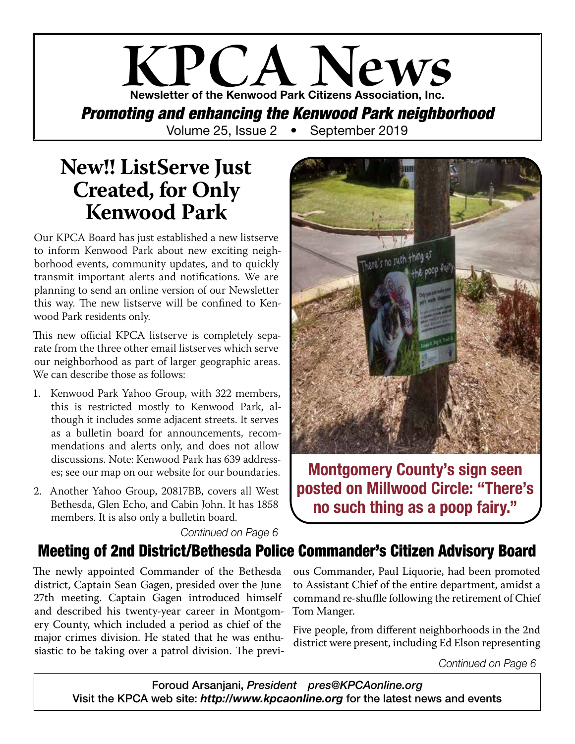# KPCA News

**Newsletter of the Kenwood Park Citizens Association, Inc.**

***Promoting and enhancing the Kenwood Park neighborhood***

Volume 25, Issue 2 • September 2019

## New!! ListServe Just Created, for Only Kenwood Park

Our KPCA Board has just established a new listserve to inform Kenwood Park about new exciting neighborhood events, community updates, and to quickly transmit important alerts and notifications. We are planning to send an online version of our Newsletter this way. The new listserve will be confined to Kenwood Park residents only.

This new official KPCA listserve is completely separate from the three other email listserves which serve our neighborhood as part of larger geographic areas. We can describe those as follows:

1. Kenwood Park Yahoo Group, with 322 members, this is restricted mostly to Kenwood Park, although it includes some adjacent streets. It serves as a bulletin board for announcements, recommendations and alerts only, and does not allow discussions. Note: Kenwood Park has 639 addresses; see our map on our website for our boundaries.
2. Another Yahoo Group, 20817BB, covers all West Bethesda, Glen Echo, and Cabin John. It has 1858 members. It is also only a bulletin board.

*Continued on Page 6*

**Montgomery County's sign seen posted on Millwood Circle: "There's no such thing as a poop fairy."**

## Meeting of 2nd District/Bethesda Police Commander's Citizen Advisory Board

The newly appointed Commander of the Bethesda district, Captain Sean Gagen, presided over the June 27th meeting. Captain Gagen introduced himself and described his twenty-year career in Montgomery County, which included a period as chief of the major crimes division. He stated that he was enthusiastic to be taking over a patrol division. The previous Commander, Paul Liquorie, had been promoted to Assistant Chief of the entire department, amidst a command re-shuffle following the retirement of Chief Tom Manger.

Five people, from different neighborhoods in the 2nd district were present, including Ed Elson representing

*Continued on Page 6*

Foroud Arsanjani, *President* *pres@KPCAonline.org*
Visit the KPCA web site: ***http://www.kpcaonline.org*** for the latest news and events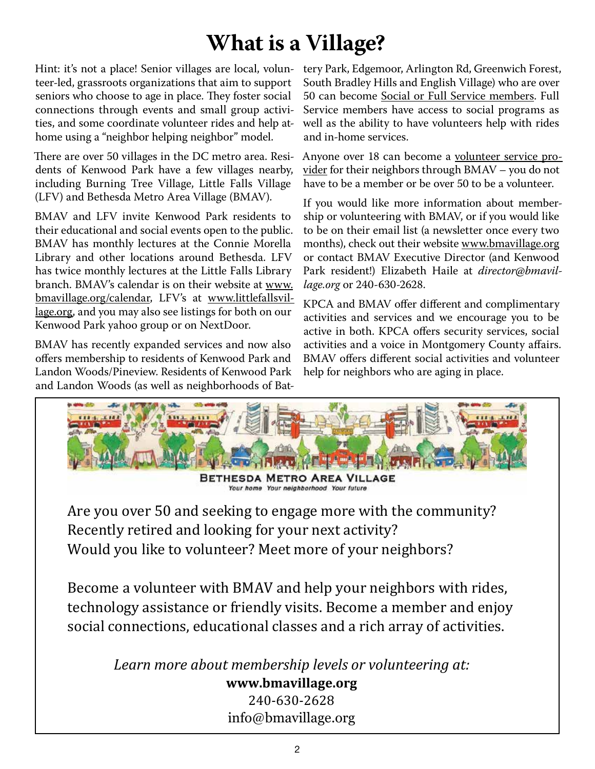# What is a Village?

Hint: it's not a place! Senior villages are local, volunteer-led, grassroots organizations that aim to support seniors who choose to age in place. They foster social connections through events and small group activities, and some coordinate volunteer rides and help at-home using a "neighbor helping neighbor" model.

There are over 50 villages in the DC metro area. Residents of Kenwood Park have a few villages nearby, including Burning Tree Village, Little Falls Village (LFV) and Bethesda Metro Area Village (BMAV).

BMAV and LFV invite Kenwood Park residents to their educational and social events open to the public. BMAV has monthly lectures at the Connie Morella Library and other locations around Bethesda. LFV has twice monthly lectures at the Little Falls Library branch. BMAV's calendar is on their website at www.bmavillage.org/calendar, LFV's at www.littlefallsvillage.org, and you may also see listings for both on our Kenwood Park yahoo group or on NextDoor.

BMAV has recently expanded services and now also offers membership to residents of Kenwood Park and Landon Woods/Pineview. Residents of Kenwood Park and Landon Woods (as well as neighborhoods of Battery Park, Edgemoor, Arlington Rd, Greenwich Forest, South Bradley Hills and English Village) who are over 50 can become Social or Full Service members. Full Service members have access to social programs as well as the ability to have volunteers help with rides and in-home services.

Anyone over 18 can become a volunteer service provider for their neighbors through BMAV – you do not have to be a member or be over 50 to be a volunteer.

If you would like more information about membership or volunteering with BMAV, or if you would like to be on their email list (a newsletter once every two months), check out their website www.bmavillage.org or contact BMAV Executive Director (and Kenwood Park resident!) Elizabeth Haile at *director@bmavillage.org* or 240-630-2628.

KPCA and BMAV offer different and complimentary activities and services and we encourage you to be active in both. KPCA offers security services, social activities and a voice in Montgomery County affairs. BMAV offers different social activities and volunteer help for neighbors who are aging in place.

---

**BETHESDA METRO AREA VILLAGE**

*Your home Your neighborhood Your future*

Are you over 50 and seeking to engage more with the community?
Recently retired and looking for your next activity?
Would you like to volunteer? Meet more of your neighbors?

Become a volunteer with BMAV and help your neighbors with rides, technology assistance or friendly visits. Become a member and enjoy social connections, educational classes and a rich array of activities.

*Learn more about membership levels or volunteering at:*
**www.bmavillage.org**
240-630-2628
info@bmavillage.org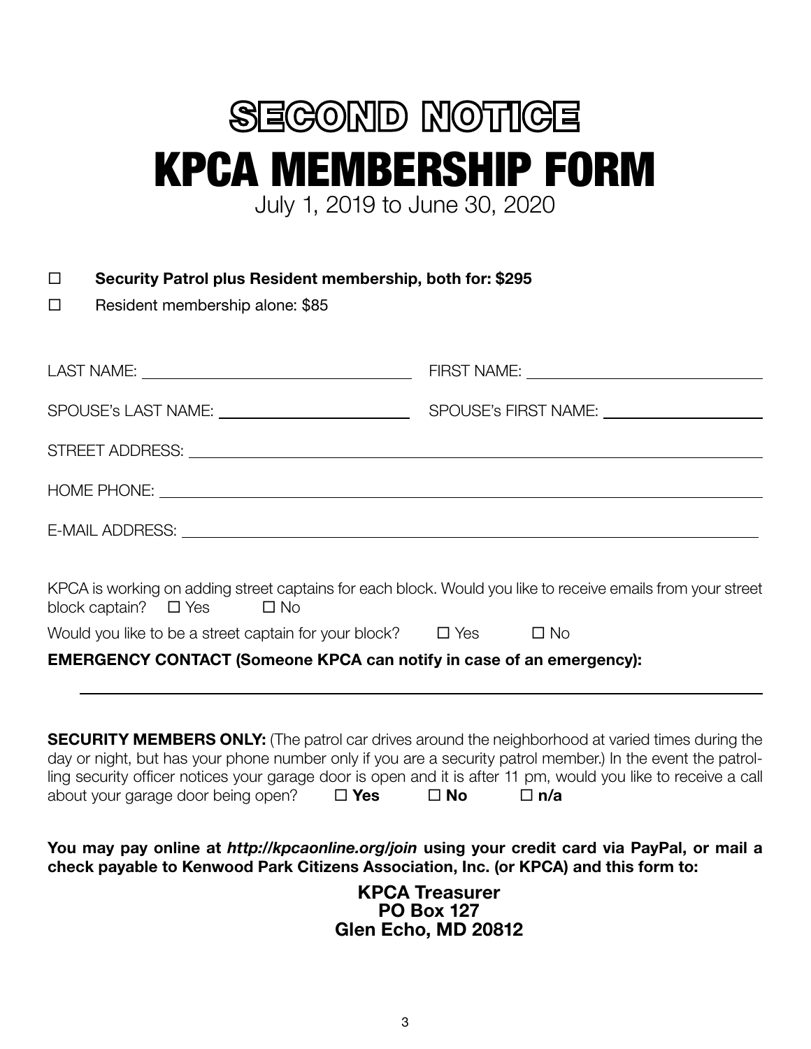# SECOND NOTICE

# KPCA MEMBERSHIP FORM

July 1, 2019 to June 30, 2020

☐ **Security Patrol plus Resident membership, both for: $295**

☐ Resident membership alone: $85

LAST NAME: ______________________ FIRST NAME: ______________________

SPOUSE's LAST NAME: ______________________ SPOUSE's FIRST NAME: ______________________

STREET ADDRESS: ______________________________________________

HOME PHONE: ______________________________________________

E-MAIL ADDRESS: ______________________________________________

KPCA is working on adding street captains for each block. Would you like to receive emails from your street block captain? ☐ Yes ☐ No

Would you like to be a street captain for your block? ☐ Yes ☐ No

**EMERGENCY CONTACT (Someone KPCA can notify in case of an emergency):**

______________________________________________

**SECURITY MEMBERS ONLY:** (The patrol car drives around the neighborhood at varied times during the day or night, but has your phone number only if you are a security patrol member.) In the event the patrolling security officer notices your garage door is open and it is after 11 pm, would you like to receive a call about your garage door being open? ☐ **Yes** ☐ **No** ☐ **n/a**

**You may pay online at *http://kpcaonline.org/join* using your credit card via PayPal, or mail a check payable to Kenwood Park Citizens Association, Inc. (or KPCA) and this form to:**

**KPCA Treasurer**
**PO Box 127**
**Glen Echo, MD 20812**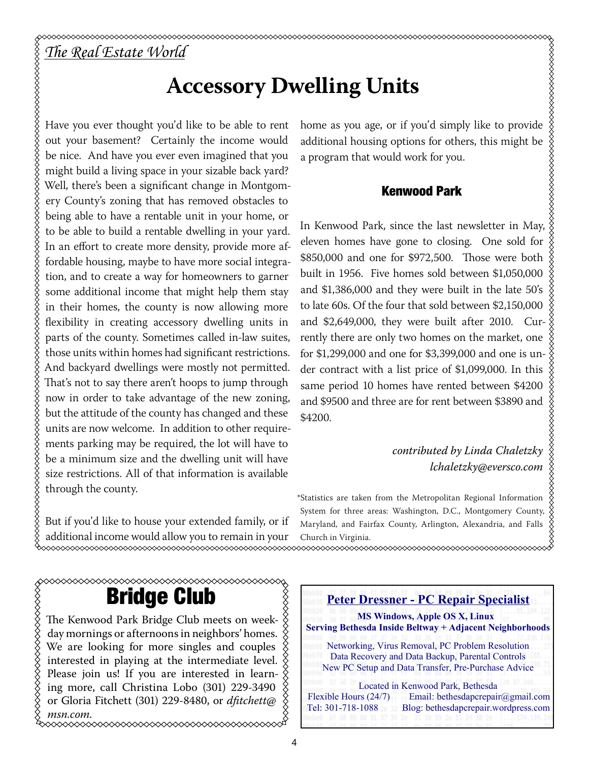*The Real Estate World*

# Accessory Dwelling Units

Have you ever thought you'd like to be able to rent out your basement? Certainly the income would be nice. And have you ever even imagined that you might build a living space in your sizable back yard? Well, there's been a significant change in Montgomery County's zoning that has removed obstacles to being able to have a rentable unit in your home, or to be able to build a rentable dwelling in your yard. In an effort to create more density, provide more affordable housing, maybe to have more social integration, and to create a way for homeowners to garner some additional income that might help them stay in their homes, the county is now allowing more flexibility in creating accessory dwelling units in parts of the county. Sometimes called in-law suites, those units within homes had significant restrictions. And backyard dwellings were mostly not permitted. That's not to say there aren't hoops to jump through now in order to take advantage of the new zoning, but the attitude of the county has changed and these units are now welcome. In addition to other requirements parking may be required, the lot will have to be a minimum size and the dwelling unit will have size restrictions. All of that information is available through the county.

But if you'd like to house your extended family, or if additional income would allow you to remain in your home as you age, or if you'd simply like to provide additional housing options for others, this might be a program that would work for you.

### Kenwood Park

In Kenwood Park, since the last newsletter in May, eleven homes have gone to closing. One sold for $850,000 and one for $972,500. Those were both built in 1956. Five homes sold between $1,050,000 and $1,386,000 and they were built in the late 50's to late 60s. Of the four that sold between $2,150,000 and $2,649,000, they were built after 2010. Currently there are only two homes on the market, one for $1,299,000 and one for $3,399,000 and one is under contract with a list price of $1,099,000. In this same period 10 homes have rented between $4200 and $9500 and three are for rent between $3890 and $4200.

*contributed by Linda Chaletzky*
*lchaletzky@eversco.com*

*Statistics are taken from the Metropolitan Regional Information System for three areas: Washington, D.C., Montgomery County, Maryland, and Fairfax County, Arlington, Alexandria, and Falls Church in Virginia.

# Bridge Club

The Kenwood Park Bridge Club meets on weekday mornings or afternoons in neighbors' homes. We are looking for more singles and couples interested in playing at the intermediate level. Please join us! If you are interested in learning more, call Christina Lobo (301) 229-3490 or Gloria Fitchett (301) 229-8480, or *dfitchett@msn.com.*

**Peter Dressner - PC Repair Specialist**

**MS Windows, Apple OS X, Linux**
**Serving Bethesda Inside Beltway + Adjacent Neighborhoods**

Networking, Virus Removal, PC Problem Resolution
Data Recovery and Data Backup, Parental Controls
New PC Setup and Data Transfer, Pre-Purchase Advice

Located in Kenwood Park, Bethesda
Flexible Hours (24/7) Email: bethesdapcrepair@gmail.com
Tel: 301-718-1088 Blog: bethesdapcrepair.wordpress.com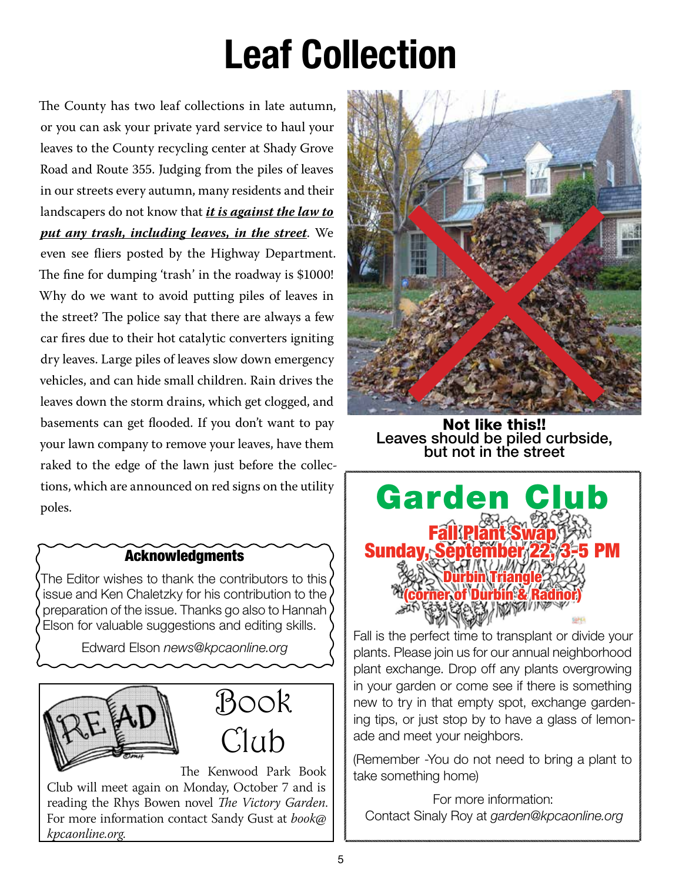# Leaf Collection

The County has two leaf collections in late autumn, or you can ask your private yard service to haul your leaves to the County recycling center at Shady Grove Road and Route 355. Judging from the piles of leaves in our streets every autumn, many residents and their landscapers do not know that ***it is against the law to put any trash, including leaves, in the street***. We even see fliers posted by the Highway Department. The fine for dumping 'trash' in the roadway is $1000! Why do we want to avoid putting piles of leaves in the street? The police say that there are always a few car fires due to their hot catalytic converters igniting dry leaves. Large piles of leaves slow down emergency vehicles, and can hide small children. Rain drives the leaves down the storm drains, which get clogged, and basements can get flooded. If you don't want to pay your lawn company to remove your leaves, have them raked to the edge of the lawn just before the collections, which are announced on red signs on the utility poles.

**Not like this!!**
**Leaves should be piled curbside, but not in the street**

## Acknowledgments

The Editor wishes to thank the contributors to this issue and Ken Chaletzky for his contribution to the preparation of the issue. Thanks go also to Hannah Elson for valuable suggestions and editing skills.

Edward Elson *news@kpcaonline.org*

## Book Club

The Kenwood Park Book Club will meet again on Monday, October 7 and is reading the Rhys Bowen novel *The Victory Garden*. For more information contact Sandy Gust at *book@kpcaonline.org.*

## Garden Club

**Fall Plant Swap**
**Sunday, September 22, 3-5 PM**
**Durbin Triangle**
**(corner of Durbin & Radnor)**

Fall is the perfect time to transplant or divide your plants. Please join us for our annual neighborhood plant exchange. Drop off any plants overgrowing in your garden or come see if there is something new to try in that empty spot, exchange gardening tips, or just stop by to have a glass of lemonade and meet your neighbors.

(Remember -You do not need to bring a plant to take something home)

For more information:
Contact Sinaly Roy at *garden@kpcaonline.org*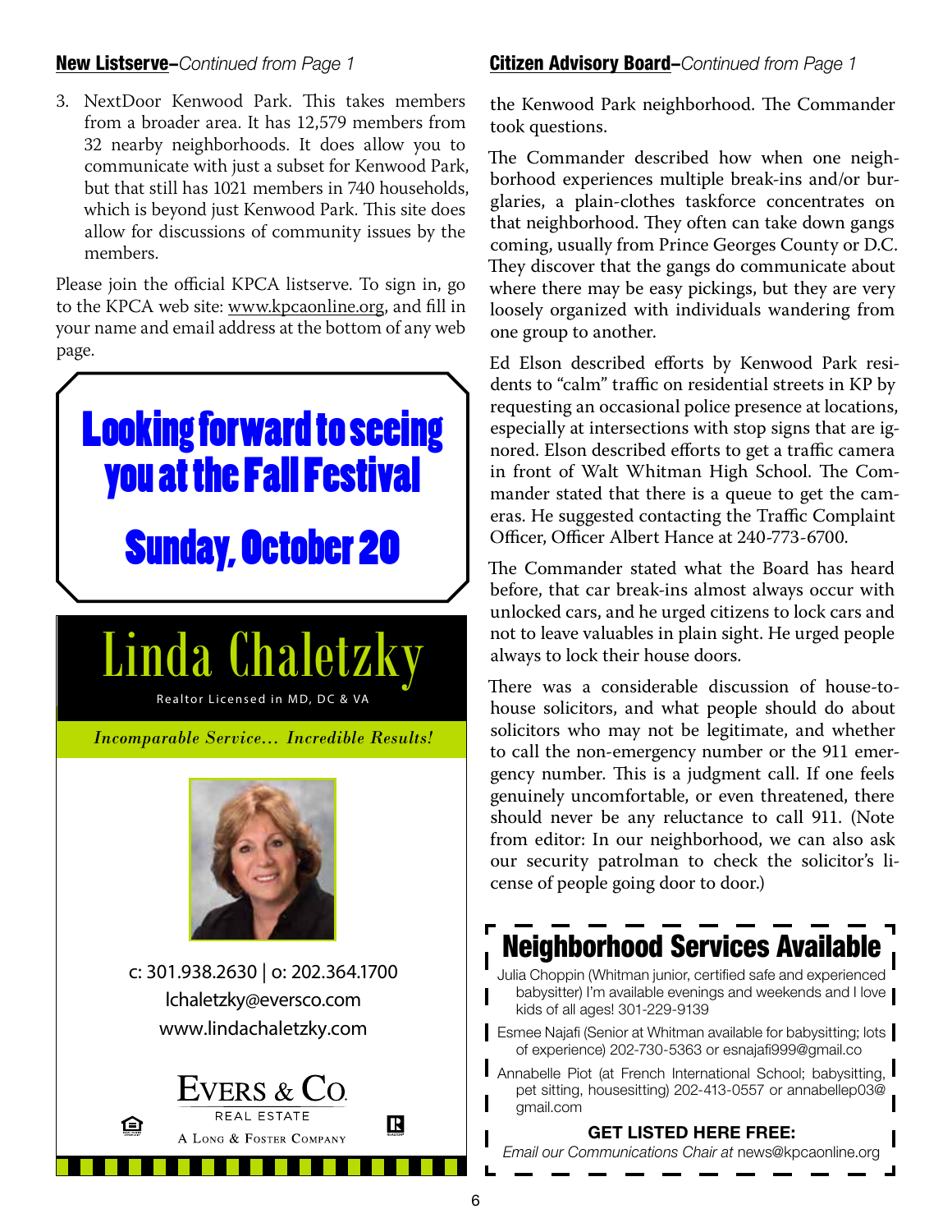**New Listserve**–*Continued from Page 1*

3. NextDoor Kenwood Park. This takes members from a broader area. It has 12,579 members from 32 nearby neighborhoods. It does allow you to communicate with just a subset for Kenwood Park, but that still has 1021 members in 740 households, which is beyond just Kenwood Park. This site does allow for discussions of community issues by the members.

Please join the official KPCA listserve. To sign in, go to the KPCA web site: www.kpcaonline.org, and fill in your name and email address at the bottom of any web page.

**Looking forward to seeing you at the Fall Festival**

**Sunday, October 20**

**Linda Chaletzky**

Realtor Licensed in MD, DC & VA

*Incomparable Service... Incredible Results!*

c: 301.938.2630 | o: 202.364.1700
lchaletzky@eversco.com
www.lindachaletzky.com

EVERS & CO.
REAL ESTATE
A LONG & FOSTER COMPANY

**Citizen Advisory Board**–*Continued from Page 1*

the Kenwood Park neighborhood. The Commander took questions.

The Commander described how when one neighborhood experiences multiple break-ins and/or burglaries, a plain-clothes taskforce concentrates on that neighborhood. They often can take down gangs coming, usually from Prince Georges County or D.C. They discover that the gangs do communicate about where there may be easy pickings, but they are very loosely organized with individuals wandering from one group to another.

Ed Elson described efforts by Kenwood Park residents to "calm" traffic on residential streets in KP by requesting an occasional police presence at locations, especially at intersections with stop signs that are ignored. Elson described efforts to get a traffic camera in front of Walt Whitman High School. The Commander stated that there is a queue to get the cameras. He suggested contacting the Traffic Complaint Officer, Officer Albert Hance at 240-773-6700.

The Commander stated what the Board has heard before, that car break-ins almost always occur with unlocked cars, and he urged citizens to lock cars and not to leave valuables in plain sight. He urged people always to lock their house doors.

There was a considerable discussion of house-to-house solicitors, and what people should do about solicitors who may not be legitimate, and whether to call the non-emergency number or the 911 emergency number. This is a judgment call. If one feels genuinely uncomfortable, or even threatened, there should never be any reluctance to call 911. (Note from editor: In our neighborhood, we can also ask our security patrolman to check the solicitor's license of people going door to door.)

## Neighborhood Services Available

Julia Choppin (Whitman junior, certified safe and experienced babysitter) I'm available evenings and weekends and I love kids of all ages! 301-229-9139

Esmee Najafi (Senior at Whitman available for babysitting; lots of experience) 202-730-5363 or esnajafi999@gmail.co

Annabelle Piot (at French International School; babysitting, pet sitting, housesitting) 202-413-0557 or annabellep03@gmail.com

**GET LISTED HERE FREE:**
*Email our Communications Chair at* news@kpcaonline.org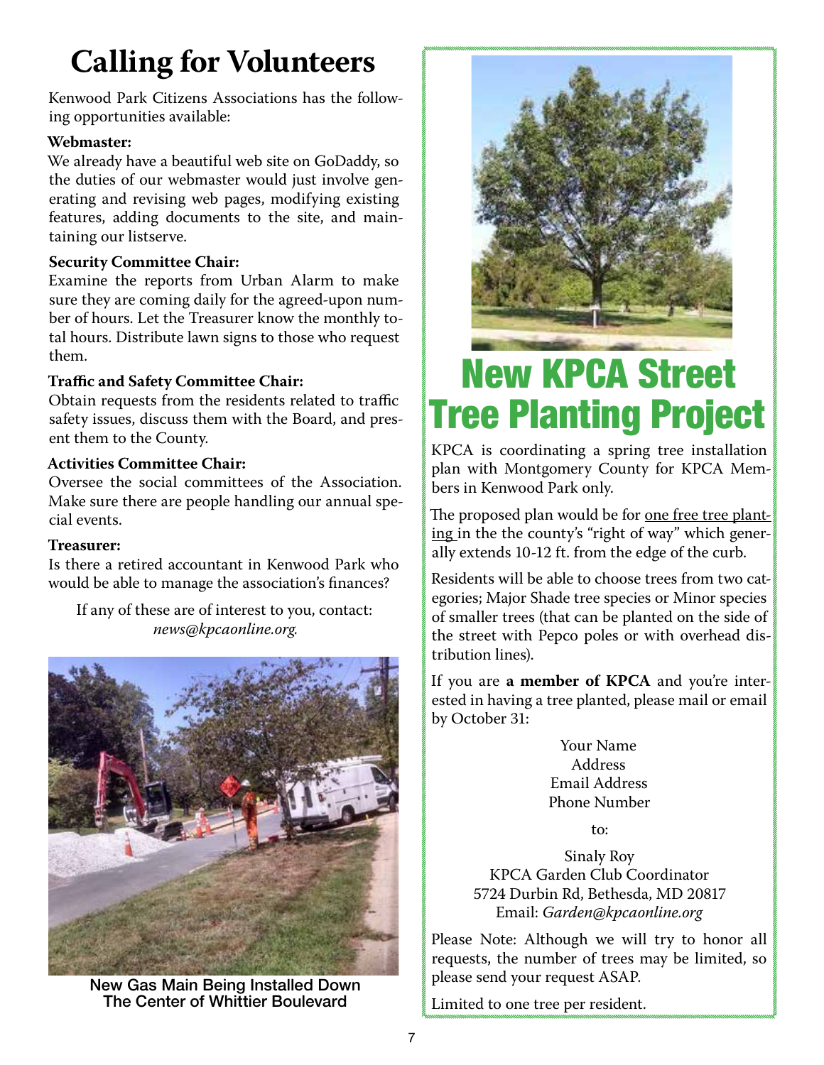# Calling for Volunteers

Kenwood Park Citizens Associations has the following opportunities available:

**Webmaster:**
We already have a beautiful web site on GoDaddy, so the duties of our webmaster would just involve generating and revising web pages, modifying existing features, adding documents to the site, and maintaining our listserve.

**Security Committee Chair:**
Examine the reports from Urban Alarm to make sure they are coming daily for the agreed-upon number of hours. Let the Treasurer know the monthly total hours. Distribute lawn signs to those who request them.

**Traffic and Safety Committee Chair:**
Obtain requests from the residents related to traffic safety issues, discuss them with the Board, and present them to the County.

**Activities Committee Chair:**
Oversee the social committees of the Association. Make sure there are people handling our annual special events.

**Treasurer:**
Is there a retired accountant in Kenwood Park who would be able to manage the association's finances?

If any of these are of interest to you, contact: *news@kpcaonline.org.*

New Gas Main Being Installed Down The Center of Whittier Boulevard

# New KPCA Street Tree Planting Project

KPCA is coordinating a spring tree installation plan with Montgomery County for KPCA Members in Kenwood Park only.

The proposed plan would be for one free tree planting in the the county's "right of way" which generally extends 10-12 ft. from the edge of the curb.

Residents will be able to choose trees from two categories; Major Shade tree species or Minor species of smaller trees (that can be planted on the side of the street with Pepco poles or with overhead distribution lines).

If you are **a member of KPCA** and you're interested in having a tree planted, please mail or email by October 31:

Your Name
Address
Email Address
Phone Number

to:

Sinaly Roy
KPCA Garden Club Coordinator
5724 Durbin Rd, Bethesda, MD 20817
Email: *Garden@kpcaonline.org*

Please Note: Although we will try to honor all requests, the number of trees may be limited, so please send your request ASAP.

Limited to one tree per resident.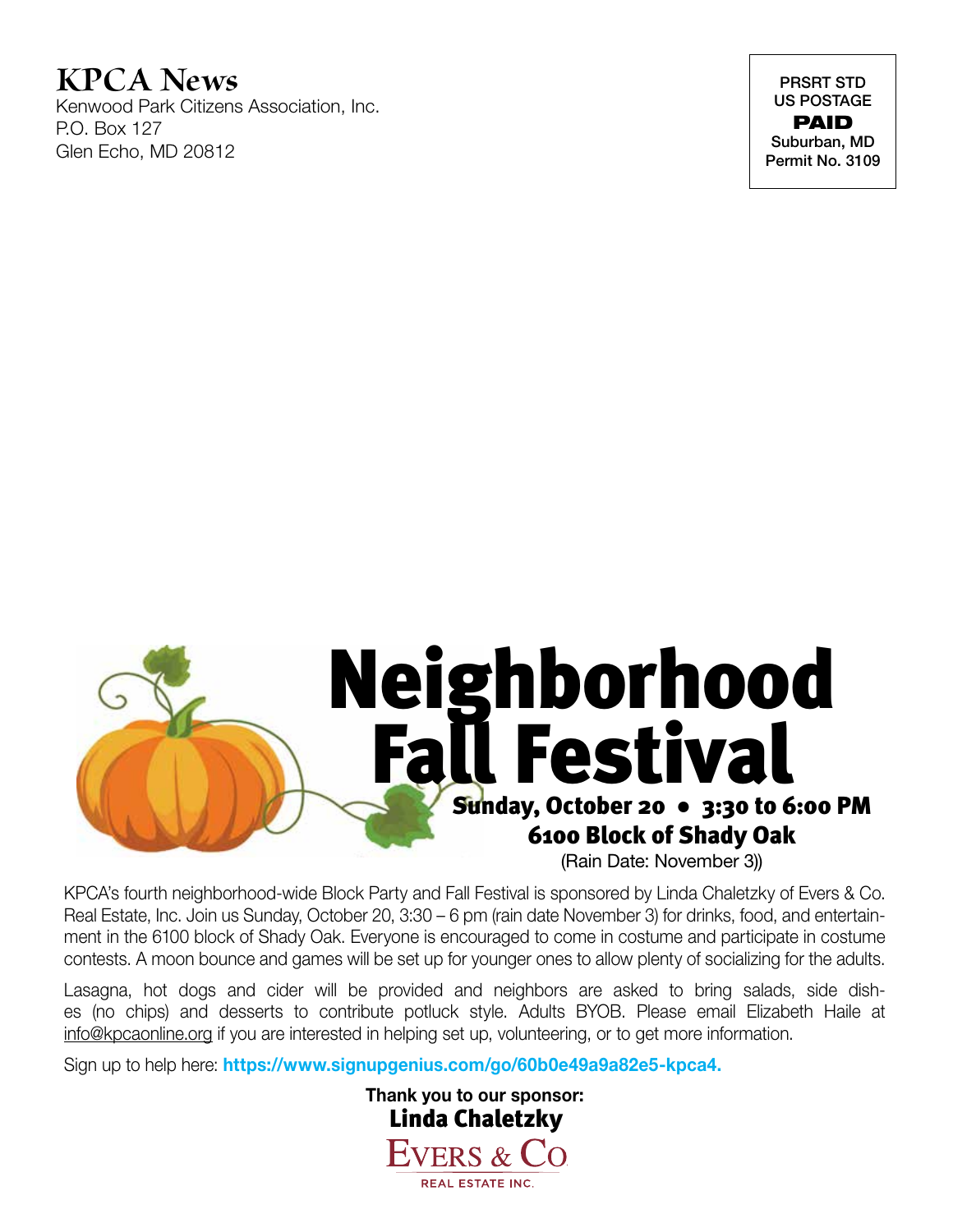**KPCA News**
Kenwood Park Citizens Association, Inc.
P.O. Box 127
Glen Echo, MD 20812

PRSRT STD
US POSTAGE
**PAID**
Suburban, MD
Permit No. 3109

# Neighborhood Fall Festival

**Sunday, October 20 • 3:30 to 6:00 PM**

**6100 Block of Shady Oak**

(Rain Date: November 3))

KPCA's fourth neighborhood-wide Block Party and Fall Festival is sponsored by Linda Chaletzky of Evers & Co. Real Estate, Inc. Join us Sunday, October 20, 3:30 – 6 pm (rain date November 3) for drinks, food, and entertainment in the 6100 block of Shady Oak. Everyone is encouraged to come in costume and participate in costume contests. A moon bounce and games will be set up for younger ones to allow plenty of socializing for the adults.

Lasagna, hot dogs and cider will be provided and neighbors are asked to bring salads, side dishes (no chips) and desserts to contribute potluck style. Adults BYOB. Please email Elizabeth Haile at info@kpcaonline.org if you are interested in helping set up, volunteering, or to get more information.

Sign up to help here: **https://www.signupgenius.com/go/60b0e49a9a82e5-kpca4.**

**Thank you to our sponsor:**
**Linda Chaletzky**
EVERS & CO
REAL ESTATE INC.